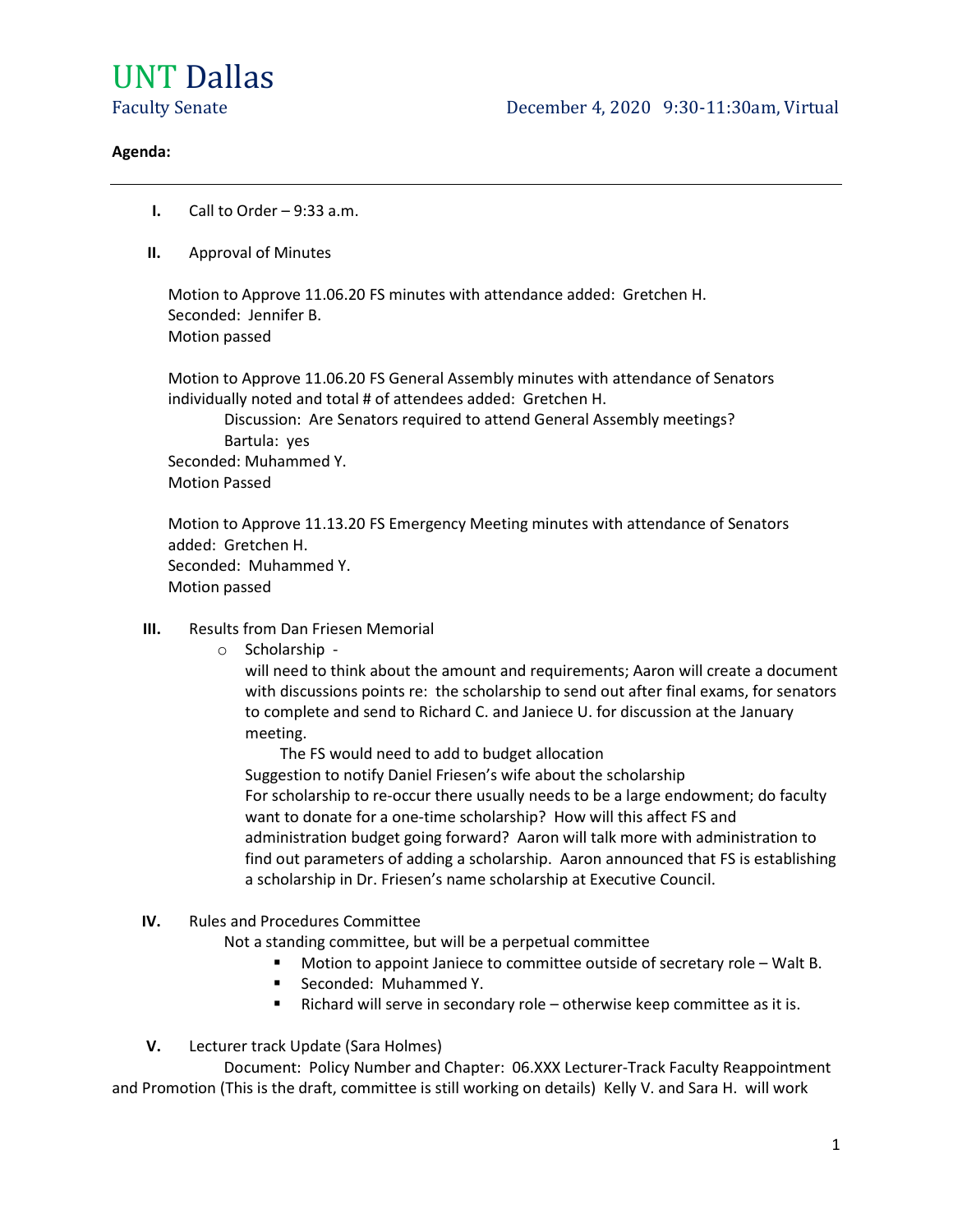# UNT Dallas

Faculty Senate December 4, 2020 9:30-11:30am, Virtual

**Agenda:**

---

**I.** Call to Order – 9:33 a.m.

**II.** Approval of Minutes

Motion to Approve 11.06.20 FS minutes with attendance added: Gretchen H.
Seconded: Jennifer B.
Motion passed

Motion to Approve 11.06.20 FS General Assembly minutes with attendance of Senators individually noted and total # of attendees added: Gretchen H.

> Discussion: Are Senators required to attend General Assembly meetings?
> Bartula: yes

Seconded: Muhammed Y.
Motion Passed

Motion to Approve 11.13.20 FS Emergency Meeting minutes with attendance of Senators added: Gretchen H.
Seconded: Muhammed Y.
Motion passed

**III.** Results from Dan Friesen Memorial

- Scholarship -
  will need to think about the amount and requirements; Aaron will create a document with discussions points re: the scholarship to send out after final exams, for senators to complete and send to Richard C. and Janiece U. for discussion at the January meeting.
  The FS would need to add to budget allocation
  Suggestion to notify Daniel Friesen's wife about the scholarship
  For scholarship to re-occur there usually needs to be a large endowment; do faculty want to donate for a one-time scholarship? How will this affect FS and administration budget going forward? Aaron will talk more with administration to find out parameters of adding a scholarship. Aaron announced that FS is establishing a scholarship in Dr. Friesen's name scholarship at Executive Council.

**IV.** Rules and Procedures Committee

Not a standing committee, but will be a perpetual committee

- Motion to appoint Janiece to committee outside of secretary role – Walt B.
- Seconded: Muhammed Y.
- Richard will serve in secondary role – otherwise keep committee as it is.

**V.** Lecturer track Update (Sara Holmes)

Document: Policy Number and Chapter: 06.XXX Lecturer-Track Faculty Reappointment and Promotion (This is the draft, committee is still working on details) Kelly V. and Sara H. will work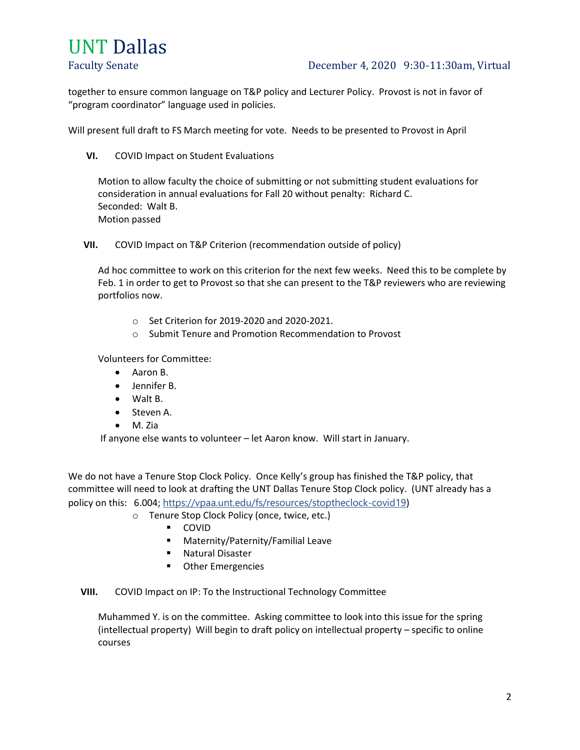together to ensure common language on T&P policy and Lecturer Policy. Provost is not in favor of "program coordinator" language used in policies.

Will present full draft to FS March meeting for vote. Needs to be presented to Provost in April

**VI.** COVID Impact on Student Evaluations

Motion to allow faculty the choice of submitting or not submitting student evaluations for consideration in annual evaluations for Fall 20 without penalty: Richard C.
Seconded: Walt B.
Motion passed

**VII.** COVID Impact on T&P Criterion (recommendation outside of policy)

Ad hoc committee to work on this criterion for the next few weeks. Need this to be complete by Feb. 1 in order to get to Provost so that she can present to the T&P reviewers who are reviewing portfolios now.

- Set Criterion for 2019-2020 and 2020-2021.
- Submit Tenure and Promotion Recommendation to Provost

Volunteers for Committee:

- Aaron B.
- Jennifer B.
- Walt B.
- Steven A.
- M. Zia

If anyone else wants to volunteer – let Aaron know. Will start in January.

We do not have a Tenure Stop Clock Policy. Once Kelly's group has finished the T&P policy, that committee will need to look at drafting the UNT Dallas Tenure Stop Clock policy. (UNT already has a policy on this: 6.004; https://vpaa.unt.edu/fs/resources/stoptheclock-covid19)

- Tenure Stop Clock Policy (once, twice, etc.)
  - COVID
  - Maternity/Paternity/Familial Leave
  - Natural Disaster
  - Other Emergencies

**VIII.** COVID Impact on IP: To the Instructional Technology Committee

Muhammed Y. is on the committee. Asking committee to look into this issue for the spring (intellectual property) Will begin to draft policy on intellectual property – specific to online courses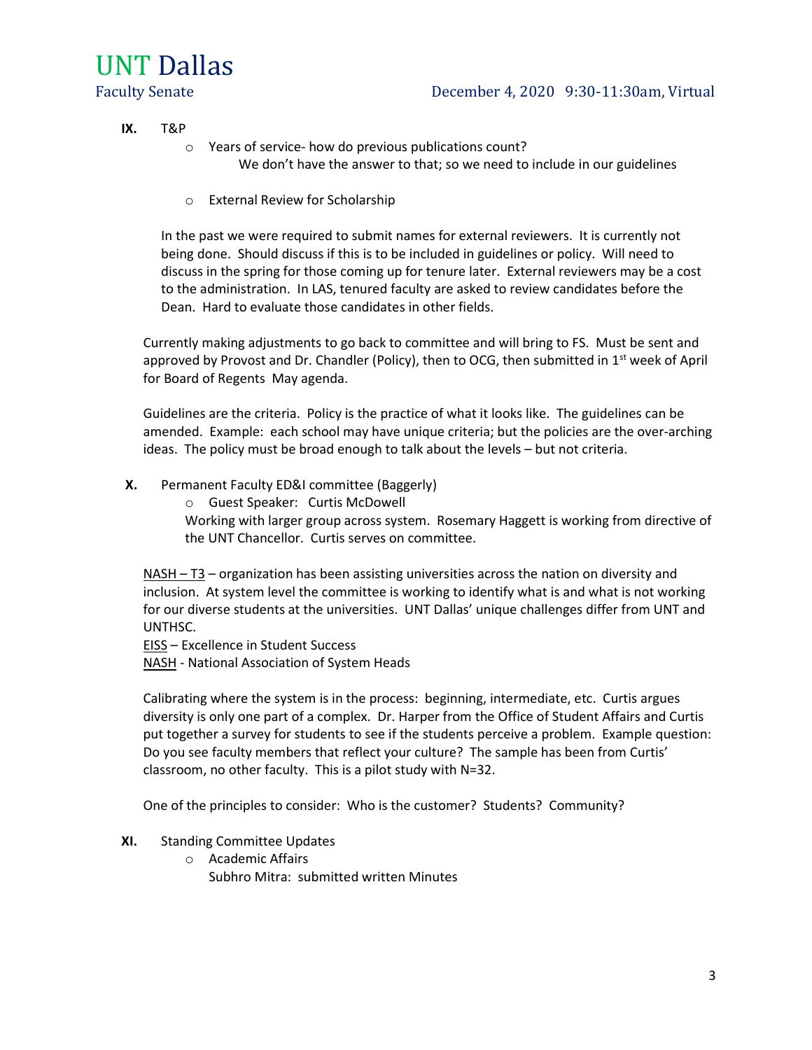**IX.** T&P

- Years of service- how do previous publications count?
  We don't have the answer to that; so we need to include in our guidelines
- External Review for Scholarship

In the past we were required to submit names for external reviewers. It is currently not being done. Should discuss if this is to be included in guidelines or policy. Will need to discuss in the spring for those coming up for tenure later. External reviewers may be a cost to the administration. In LAS, tenured faculty are asked to review candidates before the Dean. Hard to evaluate those candidates in other fields.

Currently making adjustments to go back to committee and will bring to FS. Must be sent and approved by Provost and Dr. Chandler (Policy), then to OCG, then submitted in 1st week of April for Board of Regents May agenda.

Guidelines are the criteria. Policy is the practice of what it looks like. The guidelines can be amended. Example: each school may have unique criteria; but the policies are the over-arching ideas. The policy must be broad enough to talk about the levels – but not criteria.

**X.** Permanent Faculty ED&I committee (Baggerly)

- Guest Speaker: Curtis McDowell
  Working with larger group across system. Rosemary Haggett is working from directive of the UNT Chancellor. Curtis serves on committee.

NASH – T3 – organization has been assisting universities across the nation on diversity and inclusion. At system level the committee is working to identify what is and what is not working for our diverse students at the universities. UNT Dallas' unique challenges differ from UNT and UNTHSC.
EISS – Excellence in Student Success
NASH - National Association of System Heads

Calibrating where the system is in the process: beginning, intermediate, etc. Curtis argues diversity is only one part of a complex. Dr. Harper from the Office of Student Affairs and Curtis put together a survey for students to see if the students perceive a problem. Example question: Do you see faculty members that reflect your culture? The sample has been from Curtis' classroom, no other faculty. This is a pilot study with N=32.

One of the principles to consider: Who is the customer? Students? Community?

**XI.** Standing Committee Updates

- Academic Affairs
  Subhro Mitra: submitted written Minutes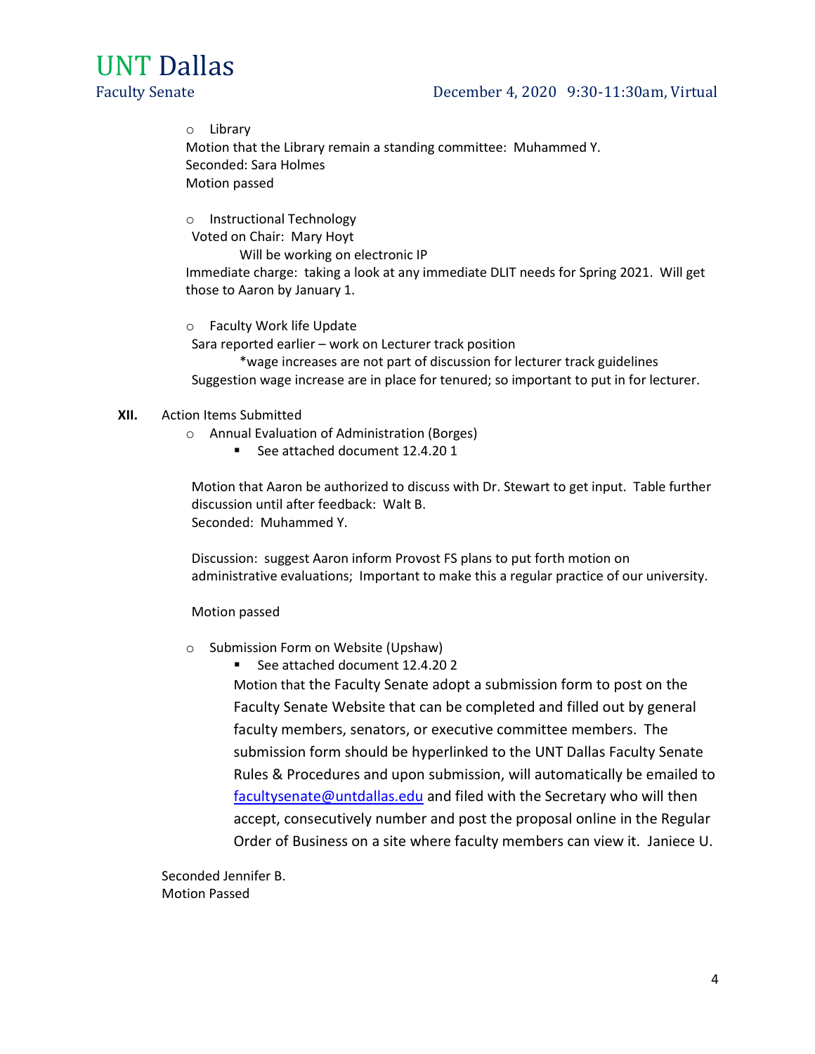- Library

  Motion that the Library remain a standing committee: Muhammed Y.
  Seconded: Sara Holmes
  Motion passed

- Instructional Technology

  Voted on Chair: Mary Hoyt
  Will be working on electronic IP
  Immediate charge: taking a look at any immediate DLIT needs for Spring 2021. Will get those to Aaron by January 1.

- Faculty Work life Update

  Sara reported earlier – work on Lecturer track position
  *wage increases are not part of discussion for lecturer track guidelines
  Suggestion wage increase are in place for tenured; so important to put in for lecturer.

**XII.** Action Items Submitted

- Annual Evaluation of Administration (Borges)
  - See attached document 12.4.20 1

  Motion that Aaron be authorized to discuss with Dr. Stewart to get input. Table further discussion until after feedback: Walt B.
  Seconded: Muhammed Y.

  Discussion: suggest Aaron inform Provost FS plans to put forth motion on administrative evaluations; Important to make this a regular practice of our university.

  Motion passed

- Submission Form on Website (Upshaw)
  - See attached document 12.4.20 2

  Motion that the Faculty Senate adopt a submission form to post on the Faculty Senate Website that can be completed and filled out by general faculty members, senators, or executive committee members. The submission form should be hyperlinked to the UNT Dallas Faculty Senate Rules & Procedures and upon submission, will automatically be emailed to [facultysenate@untdallas.edu](mailto:facultysenate@untdallas.edu) and filed with the Secretary who will then accept, consecutively number and post the proposal online in the Regular Order of Business on a site where faculty members can view it. Janiece U.

Seconded Jennifer B.
Motion Passed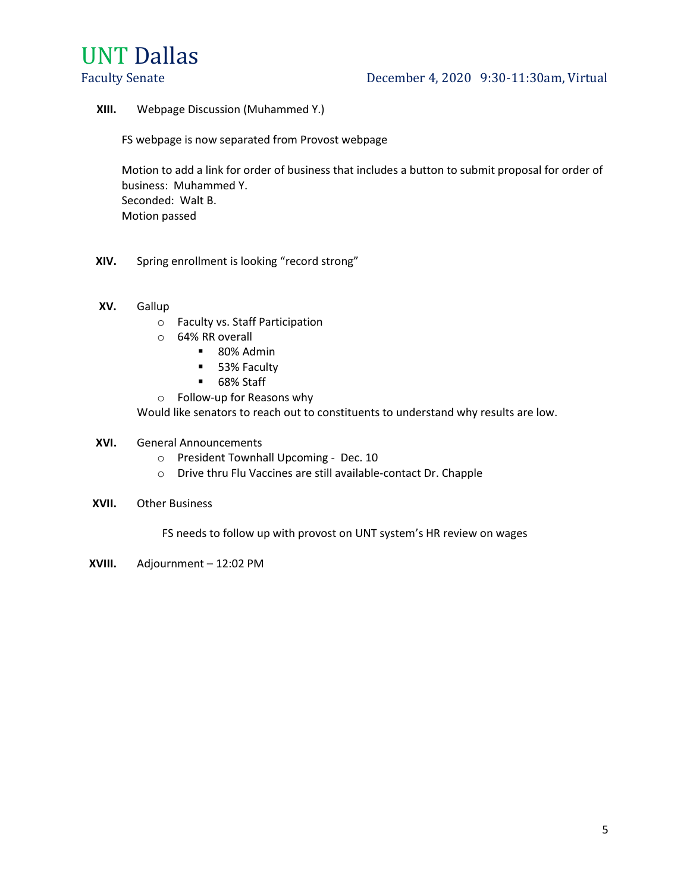**XIII.** Webpage Discussion (Muhammed Y.)

FS webpage is now separated from Provost webpage

Motion to add a link for order of business that includes a button to submit proposal for order of business: Muhammed Y.
Seconded: Walt B.
Motion passed

**XIV.** Spring enrollment is looking "record strong"

**XV.** Gallup

- Faculty vs. Staff Participation
- 64% RR overall
  - 80% Admin
  - 53% Faculty
  - 68% Staff
- Follow-up for Reasons why

Would like senators to reach out to constituents to understand why results are low.

**XVI.** General Announcements

- President Townhall Upcoming - Dec. 10
- Drive thru Flu Vaccines are still available-contact Dr. Chapple

**XVII.** Other Business

FS needs to follow up with provost on UNT system's HR review on wages

**XVIII.** Adjournment – 12:02 PM